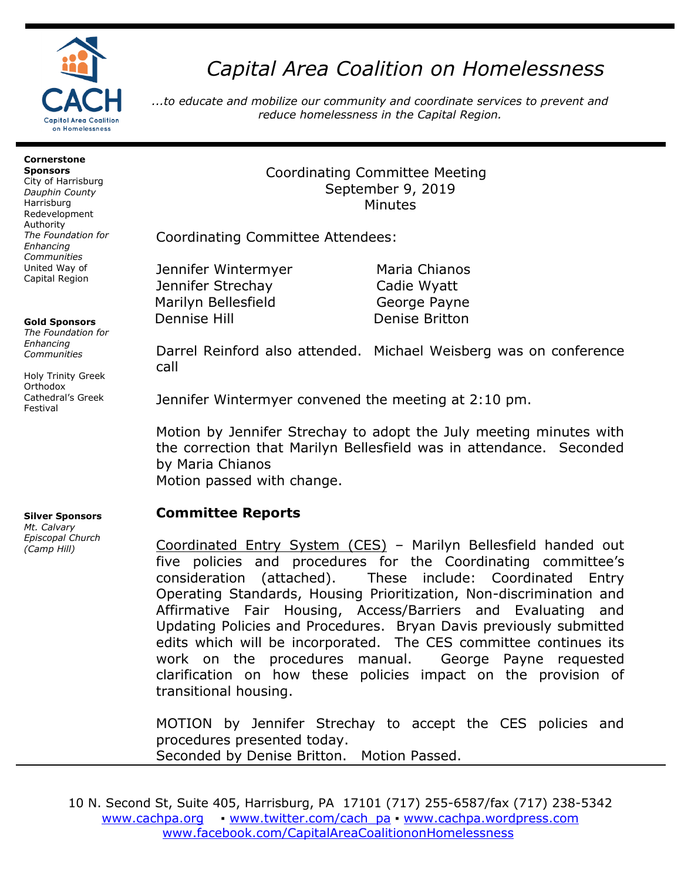# Capital Area Coalition on Homelessness

*...to educate and mobilize our community and coordinate services to prevent and reduce homelessness in the Capital Region.*

**Cornerstone Sponsors**
City of Harrisburg
*Dauphin County*
Harrisburg Redevelopment Authority
*The Foundation for Enhancing Communities*
United Way of Capital Region

**Gold Sponsors**
*The Foundation for Enhancing Communities*

Holy Trinity Greek Orthodox Cathedral's Greek Festival

**Silver Sponsors**
*Mt. Calvary Episcopal Church (Camp Hill)*

Coordinating Committee Meeting
September 9, 2019
Minutes

Coordinating Committee Attendees:

| | |
|---|---|
| Jennifer Wintermyer | Maria Chianos |
| Jennifer Strechay | Cadie Wyatt |
| Marilyn Bellesfield | George Payne |
| Dennise Hill | Denise Britton |

Darrel Reinford also attended. Michael Weisberg was on conference call

Jennifer Wintermyer convened the meeting at 2:10 pm.

Motion by Jennifer Strechay to adopt the July meeting minutes with the correction that Marilyn Bellesfield was in attendance. Seconded by Maria Chianos
Motion passed with change.

## Committee Reports

Coordinated Entry System (CES) – Marilyn Bellesfield handed out five policies and procedures for the Coordinating committee's consideration (attached). These include: Coordinated Entry Operating Standards, Housing Prioritization, Non-discrimination and Affirmative Fair Housing, Access/Barriers and Evaluating and Updating Policies and Procedures. Bryan Davis previously submitted edits which will be incorporated. The CES committee continues its work on the procedures manual. George Payne requested clarification on how these policies impact on the provision of transitional housing.

MOTION by Jennifer Strechay to accept the CES policies and procedures presented today.
Seconded by Denise Britton. Motion Passed.

10 N. Second St, Suite 405, Harrisburg, PA 17101 (717) 255-6587/fax (717) 238-5342
www.cachpa.org ▪ www.twitter.com/cach_pa ▪ www.cachpa.wordpress.com
www.facebook.com/CapitalAreaCoalitiononHomelessness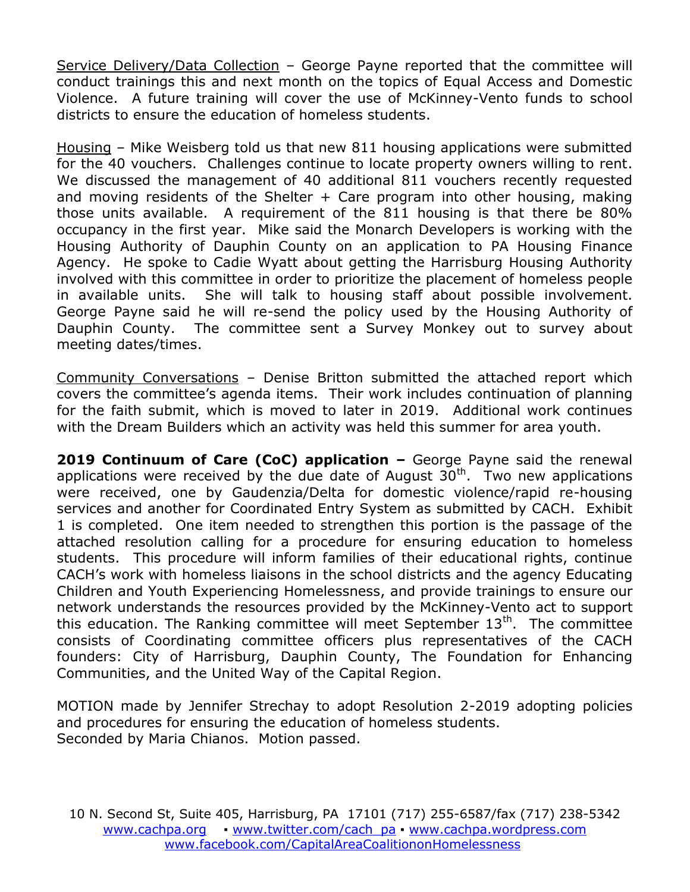Service Delivery/Data Collection – George Payne reported that the committee will conduct trainings this and next month on the topics of Equal Access and Domestic Violence. A future training will cover the use of McKinney-Vento funds to school districts to ensure the education of homeless students.

Housing – Mike Weisberg told us that new 811 housing applications were submitted for the 40 vouchers. Challenges continue to locate property owners willing to rent. We discussed the management of 40 additional 811 vouchers recently requested and moving residents of the Shelter + Care program into other housing, making those units available. A requirement of the 811 housing is that there be 80% occupancy in the first year. Mike said the Monarch Developers is working with the Housing Authority of Dauphin County on an application to PA Housing Finance Agency. He spoke to Cadie Wyatt about getting the Harrisburg Housing Authority involved with this committee in order to prioritize the placement of homeless people in available units. She will talk to housing staff about possible involvement. George Payne said he will re-send the policy used by the Housing Authority of Dauphin County. The committee sent a Survey Monkey out to survey about meeting dates/times.

Community Conversations – Denise Britton submitted the attached report which covers the committee's agenda items. Their work includes continuation of planning for the faith submit, which is moved to later in 2019. Additional work continues with the Dream Builders which an activity was held this summer for area youth.

**2019 Continuum of Care (CoC) application –** George Payne said the renewal applications were received by the due date of August 30th. Two new applications were received, one by Gaudenzia/Delta for domestic violence/rapid re-housing services and another for Coordinated Entry System as submitted by CACH. Exhibit 1 is completed. One item needed to strengthen this portion is the passage of the attached resolution calling for a procedure for ensuring education to homeless students. This procedure will inform families of their educational rights, continue CACH's work with homeless liaisons in the school districts and the agency Educating Children and Youth Experiencing Homelessness, and provide trainings to ensure our network understands the resources provided by the McKinney-Vento act to support this education. The Ranking committee will meet September 13th. The committee consists of Coordinating committee officers plus representatives of the CACH founders: City of Harrisburg, Dauphin County, The Foundation for Enhancing Communities, and the United Way of the Capital Region.

MOTION made by Jennifer Strechay to adopt Resolution 2-2019 adopting policies and procedures for ensuring the education of homeless students.
Seconded by Maria Chianos. Motion passed.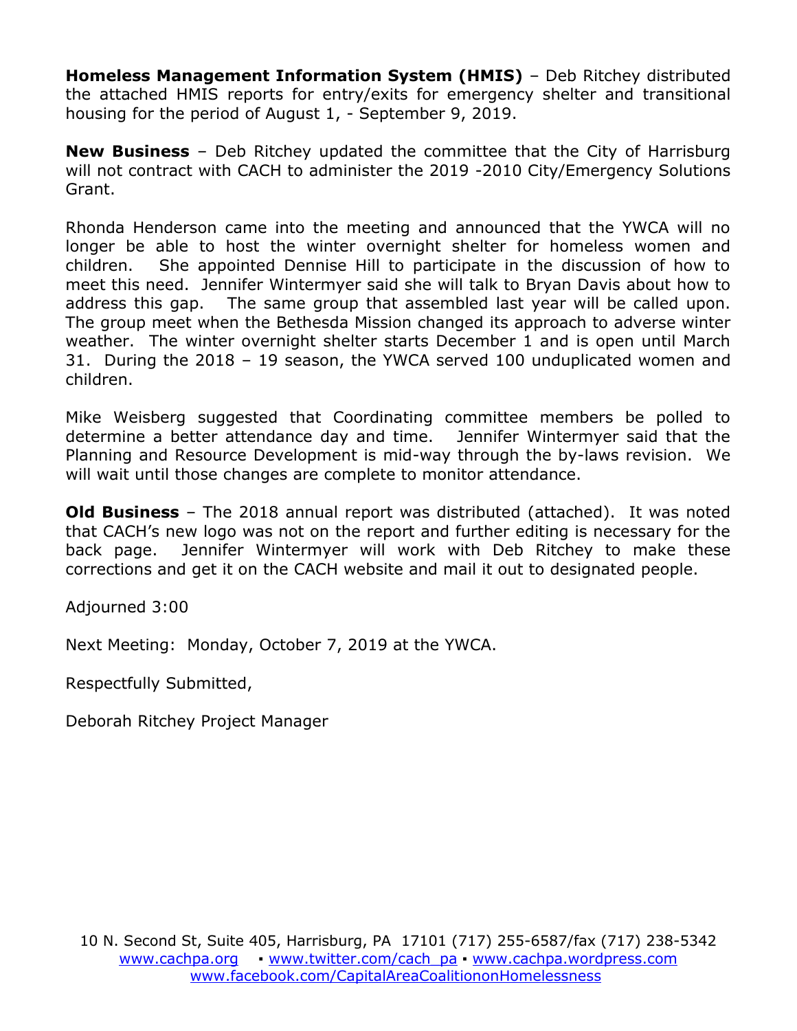**Homeless Management Information System (HMIS)** – Deb Ritchey distributed the attached HMIS reports for entry/exits for emergency shelter and transitional housing for the period of August 1, - September 9, 2019.

**New Business** – Deb Ritchey updated the committee that the City of Harrisburg will not contract with CACH to administer the 2019 -2010 City/Emergency Solutions Grant.

Rhonda Henderson came into the meeting and announced that the YWCA will no longer be able to host the winter overnight shelter for homeless women and children. She appointed Dennise Hill to participate in the discussion of how to meet this need. Jennifer Wintermyer said she will talk to Bryan Davis about how to address this gap. The same group that assembled last year will be called upon. The group meet when the Bethesda Mission changed its approach to adverse winter weather. The winter overnight shelter starts December 1 and is open until March 31. During the 2018 – 19 season, the YWCA served 100 unduplicated women and children.

Mike Weisberg suggested that Coordinating committee members be polled to determine a better attendance day and time. Jennifer Wintermyer said that the Planning and Resource Development is mid-way through the by-laws revision. We will wait until those changes are complete to monitor attendance.

**Old Business** – The 2018 annual report was distributed (attached). It was noted that CACH's new logo was not on the report and further editing is necessary for the back page. Jennifer Wintermyer will work with Deb Ritchey to make these corrections and get it on the CACH website and mail it out to designated people.

Adjourned 3:00

Next Meeting: Monday, October 7, 2019 at the YWCA.

Respectfully Submitted,

Deborah Ritchey Project Manager

10 N. Second St, Suite 405, Harrisburg, PA 17101 (717) 255-6587/fax (717) 238-5342
www.cachpa.org ▪ www.twitter.com/cach_pa ▪ www.cachpa.wordpress.com
www.facebook.com/CapitalAreaCoalitiononHomelessness